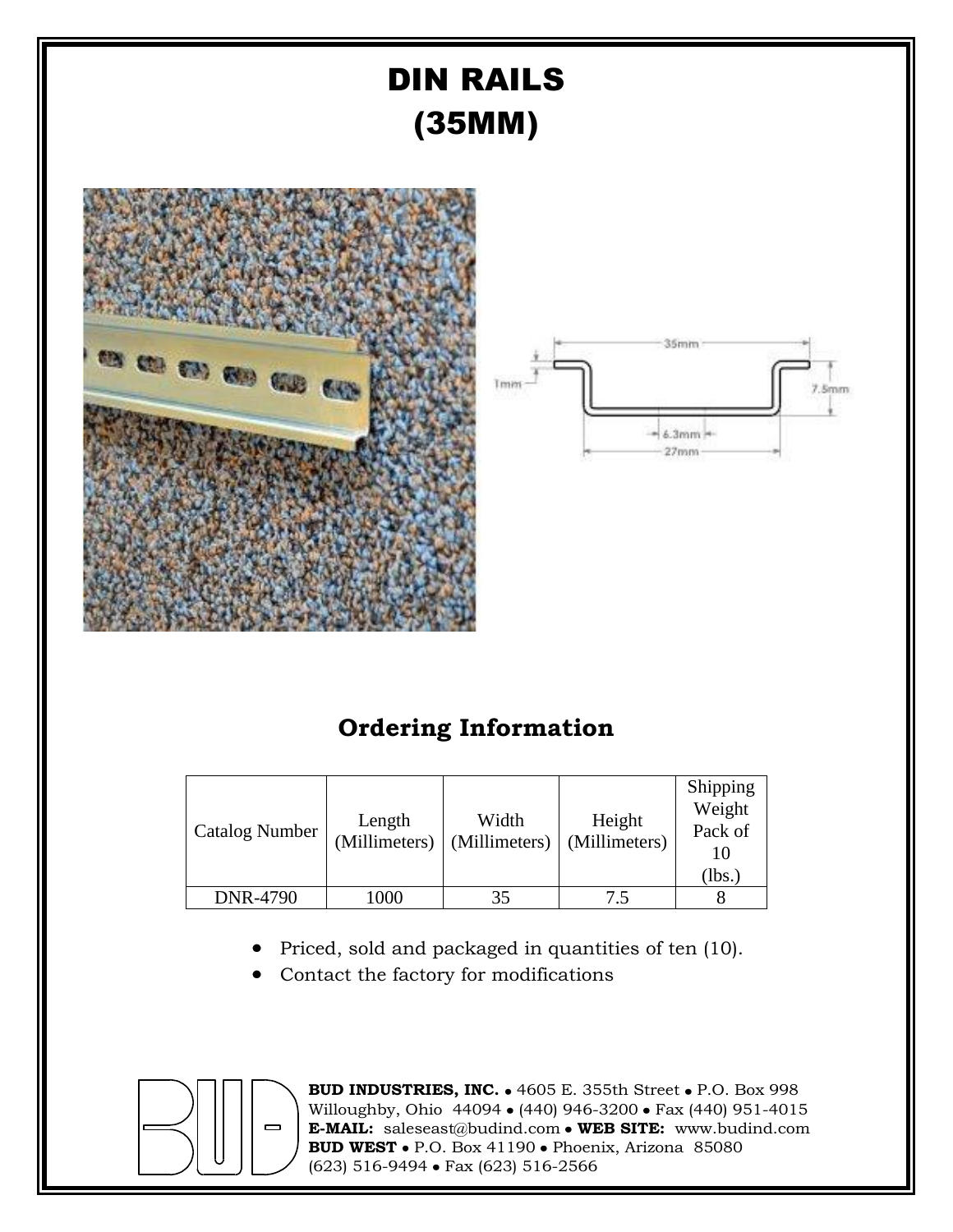# DIN RAILS
# (35MM)

## Ordering Information

| Catalog Number | Length (Millimeters) | Width (Millimeters) | Height (Millimeters) | Shipping Weight Pack of 10 (lbs.) |
|---|---|---|---|---|
| DNR-4790 | 1000 | 35 | 7.5 | 8 |

- Priced, sold and packaged in quantities of ten (10).
- Contact the factory for modifications

**BUD INDUSTRIES, INC.** • 4605 E. 355th Street • P.O. Box 998
Willoughby, Ohio 44094 • (440) 946-3200 • Fax (440) 951-4015
**E-MAIL:** saleseast@budind.com • **WEB SITE:** www.budind.com
**BUD WEST** • P.O. Box 41190 • Phoenix, Arizona 85080
(623) 516-9494 • Fax (623) 516-2566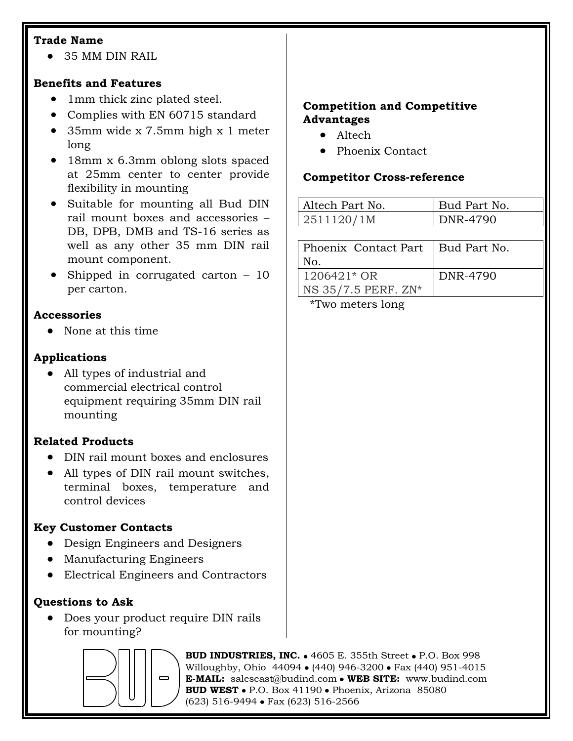**Trade Name**

- 35 MM DIN RAIL

**Benefits and Features**

- 1mm thick zinc plated steel.
- Complies with EN 60715 standard
- 35mm wide x 7.5mm high x 1 meter long
- 18mm x 6.3mm oblong slots spaced at 25mm center to center provide flexibility in mounting
- Suitable for mounting all Bud DIN rail mount boxes and accessories – DB, DPB, DMB and TS-16 series as well as any other 35 mm DIN rail mount component.
- Shipped in corrugated carton – 10 per carton.

**Accessories**

- None at this time

**Applications**

- All types of industrial and commercial electrical control equipment requiring 35mm DIN rail mounting

**Related Products**

- DIN rail mount boxes and enclosures
- All types of DIN rail mount switches, terminal boxes, temperature and control devices

**Key Customer Contacts**

- Design Engineers and Designers
- Manufacturing Engineers
- Electrical Engineers and Contractors

**Questions to Ask**

- Does your product require DIN rails for mounting?

**Competition and Competitive Advantages**

- Altech
- Phoenix Contact

**Competitor Cross-reference**

| Altech Part No. | Bud Part No. |
|---|---|
| 2511120/1M | DNR-4790 |

| Phoenix Contact Part No. | Bud Part No. |
|---|---|
| 1206421* OR NS 35/7.5 PERF. ZN* | DNR-4790 |

*Two meters long

**BUD INDUSTRIES, INC.** • 4605 E. 355th Street • P.O. Box 998
Willoughby, Ohio 44094 • (440) 946-3200 • Fax (440) 951-4015
**E-MAIL:** saleseast@budind.com • **WEB SITE:** www.budind.com
**BUD WEST** • P.O. Box 41190 • Phoenix, Arizona 85080
(623) 516-9494 • Fax (623) 516-2566